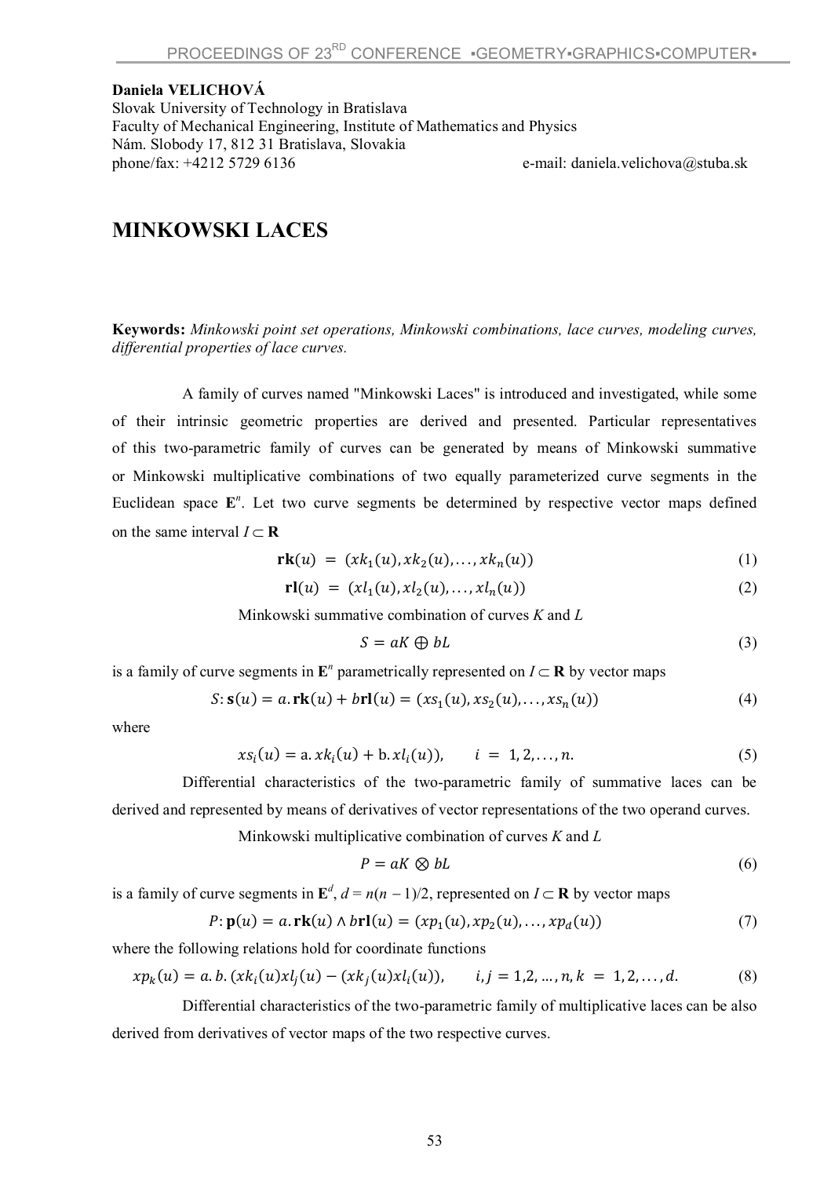**Daniela VELICHOVÁ**
Slovak University of Technology in Bratislava
Faculty of Mechanical Engineering, Institute of Mathematics and Physics
Nám. Slobody 17, 812 31 Bratislava, Slovakia
phone/fax: +4212 5729 6136 e-mail: daniela.velichova@stuba.sk

# MINKOWSKI LACES

**Keywords:** *Minkowski point set operations, Minkowski combinations, lace curves, modeling curves, differential properties of lace curves.*

A family of curves named "Minkowski Laces" is introduced and investigated, while some of their intrinsic geometric properties are derived and presented. Particular representatives of this two-parametric family of curves can be generated by means of Minkowski summative or Minkowski multiplicative combinations of two equally parameterized curve segments in the Euclidean space $\mathbf{E}^n$. Let two curve segments be determined by respective vector maps defined on the same interval $I \subset \mathbf{R}$

$$\mathbf{rk}(u) = (xk_1(u), xk_2(u), \ldots, xk_n(u)) \tag{1}$$

$$\mathbf{rl}(u) = (xl_1(u), xl_2(u), \ldots, xl_n(u)) \tag{2}$$

Minkowski summative combination of curves $K$ and $L$

$$S = aK \oplus bL \tag{3}$$

is a family of curve segments in $\mathbf{E}^n$ parametrically represented on $I \subset \mathbf{R}$ by vector maps

$$S: \mathbf{s}(u) = a.\mathbf{rk}(u) + b\mathbf{rl}(u) = (xs_1(u), xs_2(u), \ldots, xs_n(u)) \tag{4}$$

where

$$xs_i(u) = \mathrm{a}.\,xk_i(u) + \mathrm{b}.\,xl_i(u)), \qquad i = 1, 2, \ldots, n. \tag{5}$$

Differential characteristics of the two-parametric family of summative laces can be derived and represented by means of derivatives of vector representations of the two operand curves.

Minkowski multiplicative combination of curves $K$ and $L$

$$P = aK \otimes bL \tag{6}$$

is a family of curve segments in $\mathbf{E}^d$, $d = n(n-1)/2$, represented on $I \subset \mathbf{R}$ by vector maps

$$P: \mathbf{p}(u) = a.\mathbf{rk}(u) \wedge b\mathbf{rl}(u) = (xp_1(u), xp_2(u), \ldots, xp_d(u)) \tag{7}$$

where the following relations hold for coordinate functions

$$xp_k(u) = a.\,b.\,(xk_i(u)xl_j(u) - (xk_j(u)xl_i(u)), \qquad i, j = 1, 2, \ldots, n, k = 1, 2, \ldots, d. \tag{8}$$

Differential characteristics of the two-parametric family of multiplicative laces can be also derived from derivatives of vector maps of the two respective curves.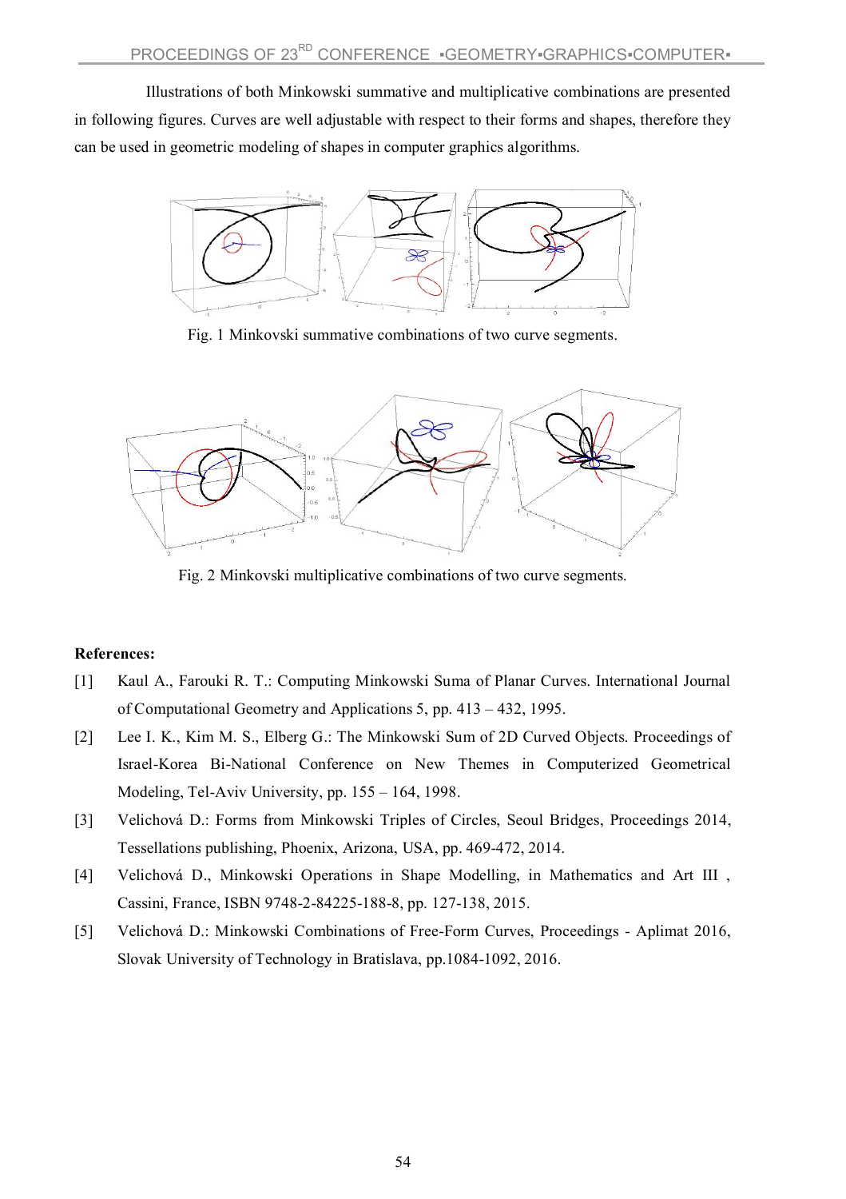Illustrations of both Minkowski summative and multiplicative combinations are presented in following figures. Curves are well adjustable with respect to their forms and shapes, therefore they can be used in geometric modeling of shapes in computer graphics algorithms.

Fig. 1 Minkovski summative combinations of two curve segments.

Fig. 2 Minkovski multiplicative combinations of two curve segments.

**References:**

[1] Kaul A., Farouki R. T.: Computing Minkowski Suma of Planar Curves. International Journal of Computational Geometry and Applications 5, pp. 413 – 432, 1995.

[2] Lee I. K., Kim M. S., Elberg G.: The Minkowski Sum of 2D Curved Objects. Proceedings of Israel-Korea Bi-National Conference on New Themes in Computerized Geometrical Modeling, Tel-Aviv University, pp. 155 – 164, 1998.

[3] Velichová D.: Forms from Minkowski Triples of Circles, Seoul Bridges, Proceedings 2014, Tessellations publishing, Phoenix, Arizona, USA, pp. 469-472, 2014.

[4] Velichová D., Minkowski Operations in Shape Modelling, in Mathematics and Art III , Cassini, France, ISBN 9748-2-84225-188-8, pp. 127-138, 2015.

[5] Velichová D.: Minkowski Combinations of Free-Form Curves, Proceedings - Aplimat 2016, Slovak University of Technology in Bratislava, pp.1084-1092, 2016.